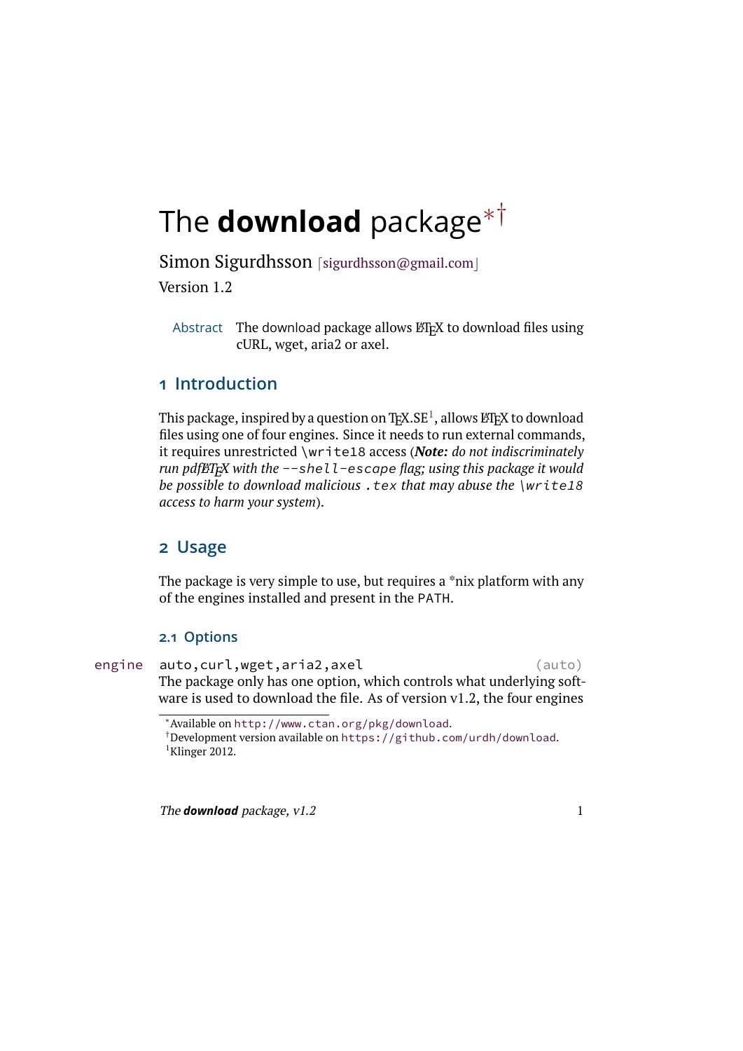# The **download** package[*][†]

Simon Sigurdhsson [sigurdhsson@gmail.com]

Version 1.2

**Abstract** The download package allows LaTeX to download files using cURL, wget, aria2 or axel.

## 1 Introduction

This package, inspired by a question on TeX.SE[1], allows LaTeX to download files using one of four engines. Since it needs to run external commands, it requires unrestricted `\write18` access (***Note:*** *do not indiscriminately run pdfLaTeX with the `--shell-escape` flag; using this package it would be possible to download malicious `.tex` that may abuse the `\write18` access to harm your system*).

## 2 Usage

The package is very simple to use, but requires a *nix platform with any of the engines installed and present in the PATH.

### 2.1 Options

`engine` `auto,curl,wget,aria2,axel` (auto)

The package only has one option, which controls what underlying software is used to download the file. As of version v1.2, the four engines

---

[*] Available on `http://www.ctan.org/pkg/download`.

[†] Development version available on `https://github.com/urdh/download`.

[1] Klinger 2012.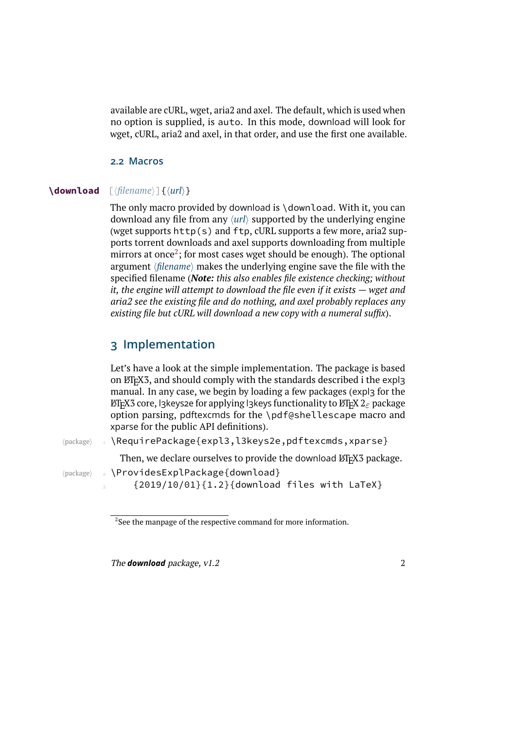available are cURL, wget, aria2 and axel. The default, which is used when no option is supplied, is `auto`. In this mode, download will look for wget, cURL, aria2 and axel, in that order, and use the first one available.

### 2.2 Macros

**\download** [⟨*filename*⟩] {⟨*url*⟩}

The only macro provided by download is `\download`. With it, you can download any file from any ⟨*url*⟩ supported by the underlying engine (wget supports `http(s)` and `ftp`, cURL supports a few more, aria2 supports torrent downloads and axel supports downloading from multiple mirrors at once[2]; for most cases wget should be enough). The optional argument ⟨*filename*⟩ makes the underlying engine save the file with the specified filename (***Note:*** *this also enables file existence checking; without it, the engine will attempt to download the file even if it exists — wget and aria2 see the existing file and do nothing, and axel probably replaces any existing file but cURL will download a new copy with a numeral suffix*).

## 3 Implementation

Let's have a look at the simple implementation. The package is based on LaTeX3, and should comply with the standards described i the expl3 manual. In any case, we begin by loading a few packages (expl3 for the LaTeX3 core, l3keys2e for applying l3keys functionality to LaTeX 2ε package option parsing, pdftexcmds for the `\pdf@shellescape` macro and xparse for the public API definitions).

```
1 \RequirePackage{expl3,l3keys2e,pdftexcmds,xparse}
```

Then, we declare ourselves to provide the download LaTeX3 package.

```
2 \ProvidesExplPackage{download}
3     {2019/10/01}{1.2}{download files with LaTeX}
```

[2] See the manpage of the respective command for more information.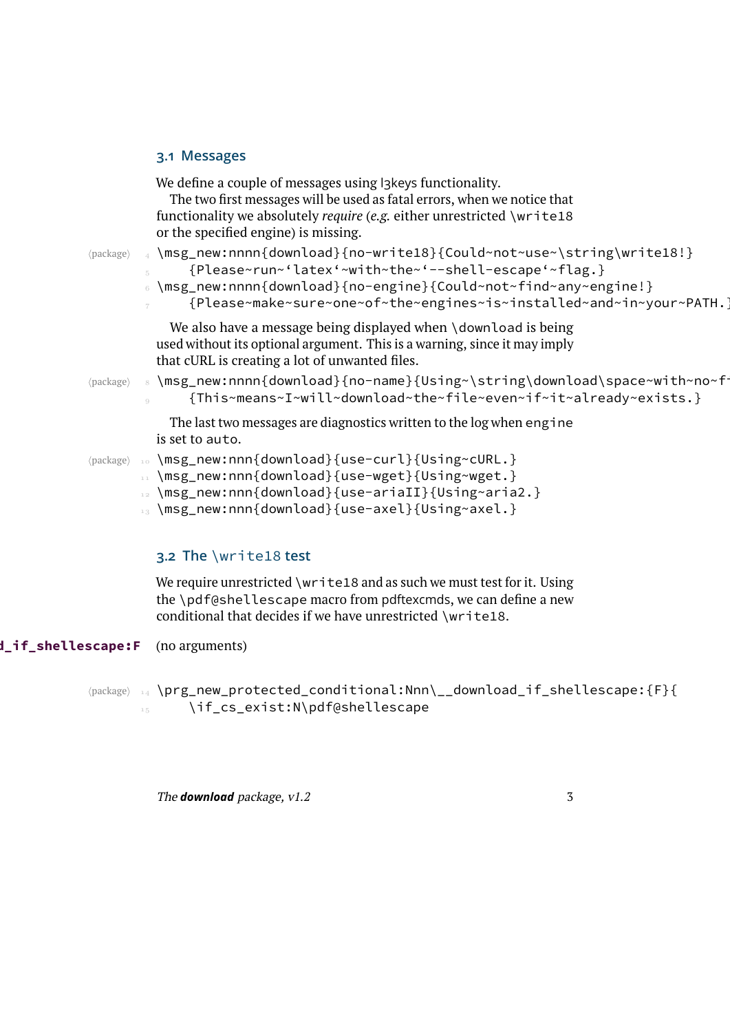### 3.1 Messages

We define a couple of messages using l3keys functionality.

The two first messages will be used as fatal errors, when we notice that functionality we absolutely *require* (*e.g.* either unrestricted `\write18` or the specified engine) is missing.

```
⟨package⟩ 4 \msg_new:nnnn{download}{no-write18}{Could~not~use~\string\write18!}
          5     {Please~run~‘latex‘~with~the~‘--shell-escape‘~flag.}
          6 \msg_new:nnnn{download}{no-engine}{Could~not~find~any~engine!}
          7     {Please~make~sure~one~of~the~engines~is~installed~and~in~your~PATH.}
```

We also have a message being displayed when `\download` is being used without its optional argument. This is a warning, since it may imply that cURL is creating a lot of unwanted files.

```
⟨package⟩ 8 \msg_new:nnnn{download}{no-name}{Using~\string\download\space~with~no~f
          9     {This~means~I~will~download~the~file~even~if~it~already~exists.}
```

The last two messages are diagnostics written to the log when `engine` is set to `auto`.

```
⟨package⟩ 10 \msg_new:nnn{download}{use-curl}{Using~cURL.}
          11 \msg_new:nnn{download}{use-wget}{Using~wget.}
          12 \msg_new:nnn{download}{use-ariaII}{Using~aria2.}
          13 \msg_new:nnn{download}{use-axel}{Using~axel.}
```

### 3.2 The `\write18` test

We require unrestricted `\write18` and as such we must test for it. Using the `\pdf@shellescape` macro from pdftexcmds, we can define a new conditional that decides if we have unrestricted `\write18`.

**d_if_shellescape:F** (no arguments)

```
⟨package⟩ 14 \prg_new_protected_conditional:Nnn\__download_if_shellescape:{F}{
          15     \if_cs_exist:N\pdf@shellescape
```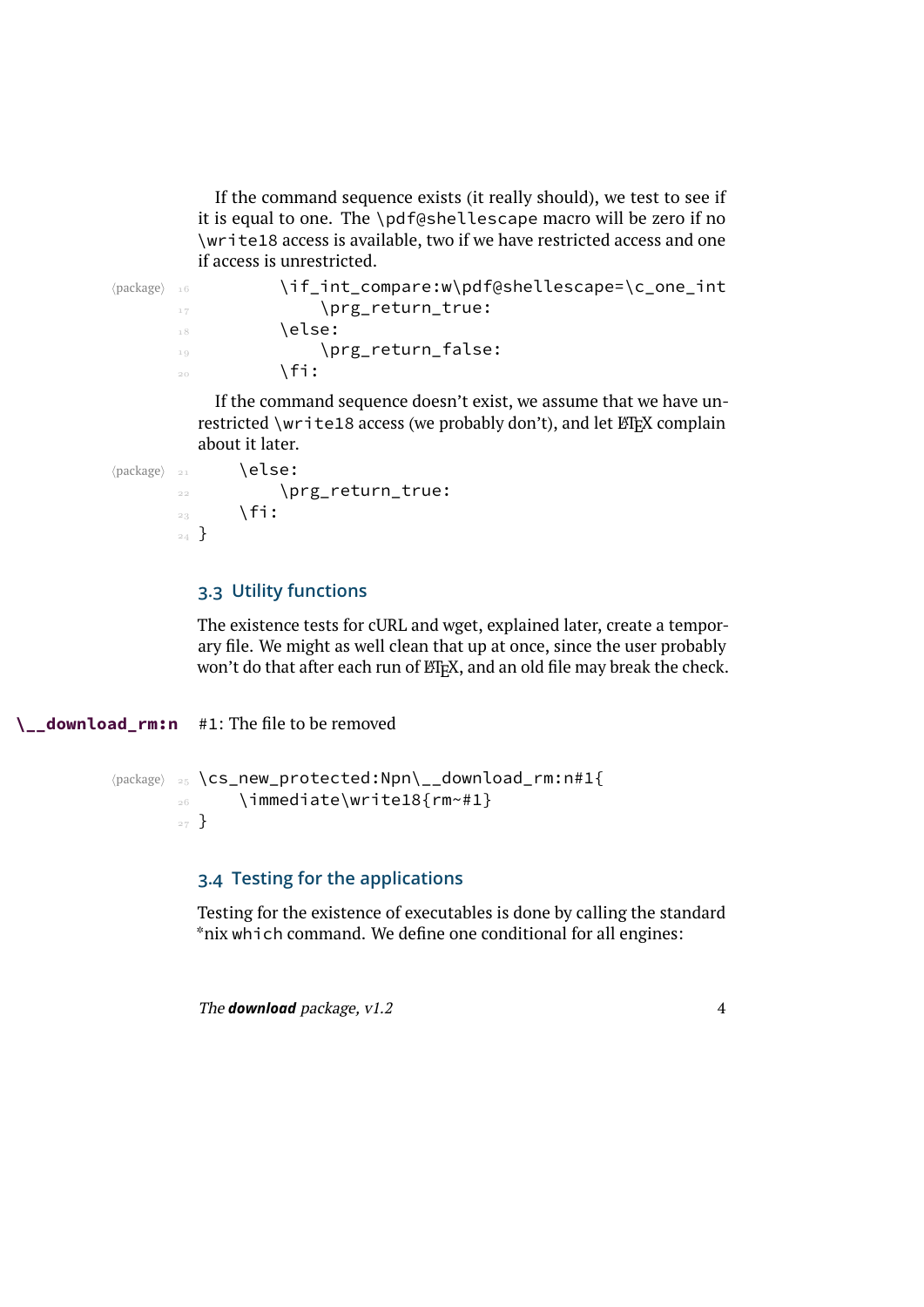If the command sequence exists (it really should), we test to see if it is equal to one. The \pdf@shellescape macro will be zero if no \write18 access is available, two if we have restricted access and one if access is unrestricted.

```
16         \if_int_compare:w\pdf@shellescape=\c_one_int
17             \prg_return_true:
18         \else:
19             \prg_return_false:
20         \fi:
```

If the command sequence doesn't exist, we assume that we have unrestricted \write18 access (we probably don't), and let LaTeX complain about it later.

```
21     \else:
22         \prg_return_true:
23     \fi:
24 }
```

### 3.3 Utility functions

The existence tests for cURL and wget, explained later, create a temporary file. We might as well clean that up at once, since the user probably won't do that after each run of LaTeX, and an old file may break the check.

**\__download_rm:n** #1: The file to be removed

```
25 \cs_new_protected:Npn\__download_rm:n#1{
26     \immediate\write18{rm~#1}
27 }
```

### 3.4 Testing for the applications

Testing for the existence of executables is done by calling the standard *nix which command. We define one conditional for all engines: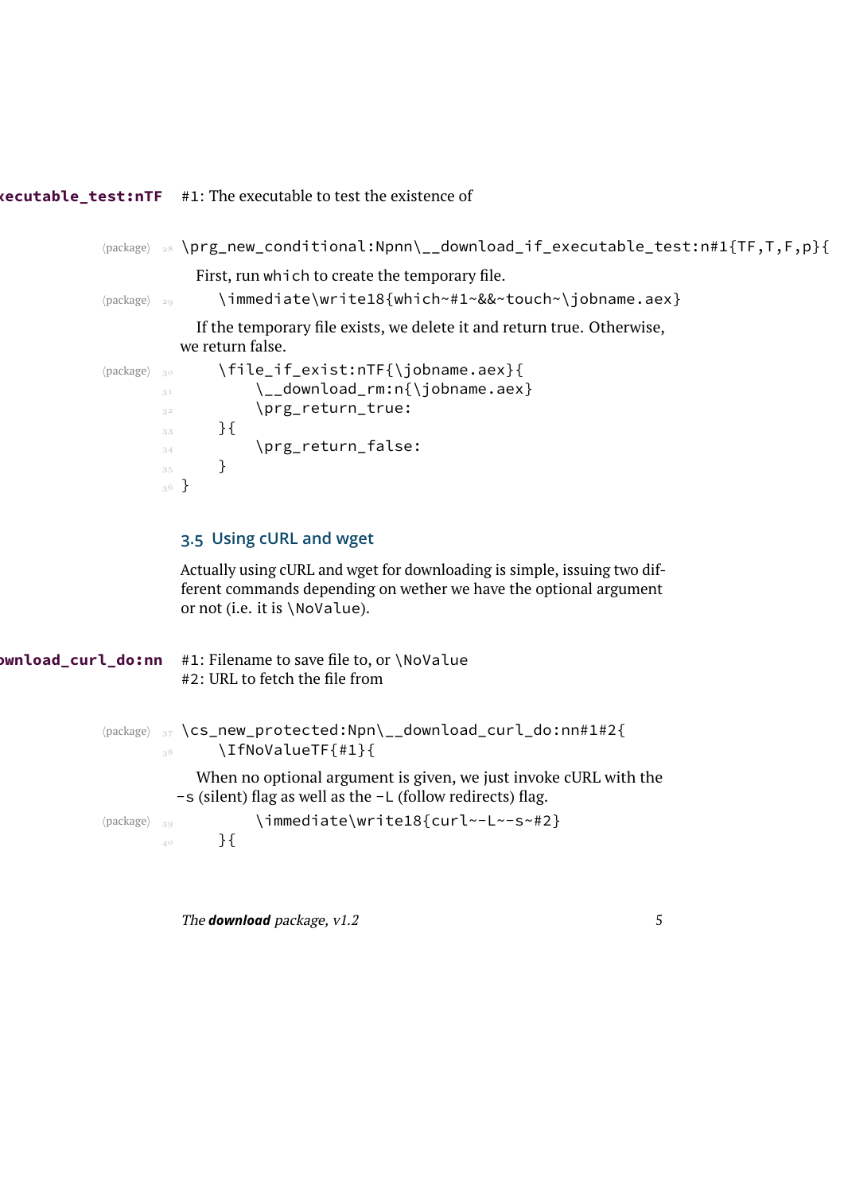**\__download_if_executable_test:nTF** #1: The executable to test the existence of

```
28 \prg_new_conditional:Npnn\__download_if_executable_test:n#1{TF,T,F,p}{
```

First, run which to create the temporary file.

```
29     \immediate\write18{which~#1~&&~touch~\jobname.aex}
```

If the temporary file exists, we delete it and return true. Otherwise, we return false.

```
30     \file_if_exist:nTF{\jobname.aex}{
31         \__download_rm:n{\jobname.aex}
32         \prg_return_true:
33     }{
34         \prg_return_false:
35     }
36 }
```

### 3.5 Using cURL and wget

Actually using cURL and wget for downloading is simple, issuing two different commands depending on wether we have the optional argument or not (i.e. it is \NoValue).

**\__download_curl_do:nn** #1: Filename to save file to, or \NoValue
#2: URL to fetch the file from

```
37 \cs_new_protected:Npn\__download_curl_do:nn#1#2{
38     \IfNoValueTF{#1}{
```

When no optional argument is given, we just invoke cURL with the -s (silent) flag as well as the -L (follow redirects) flag.

```
39         \immediate\write18{curl~-L~-s~#2}
40     }{
```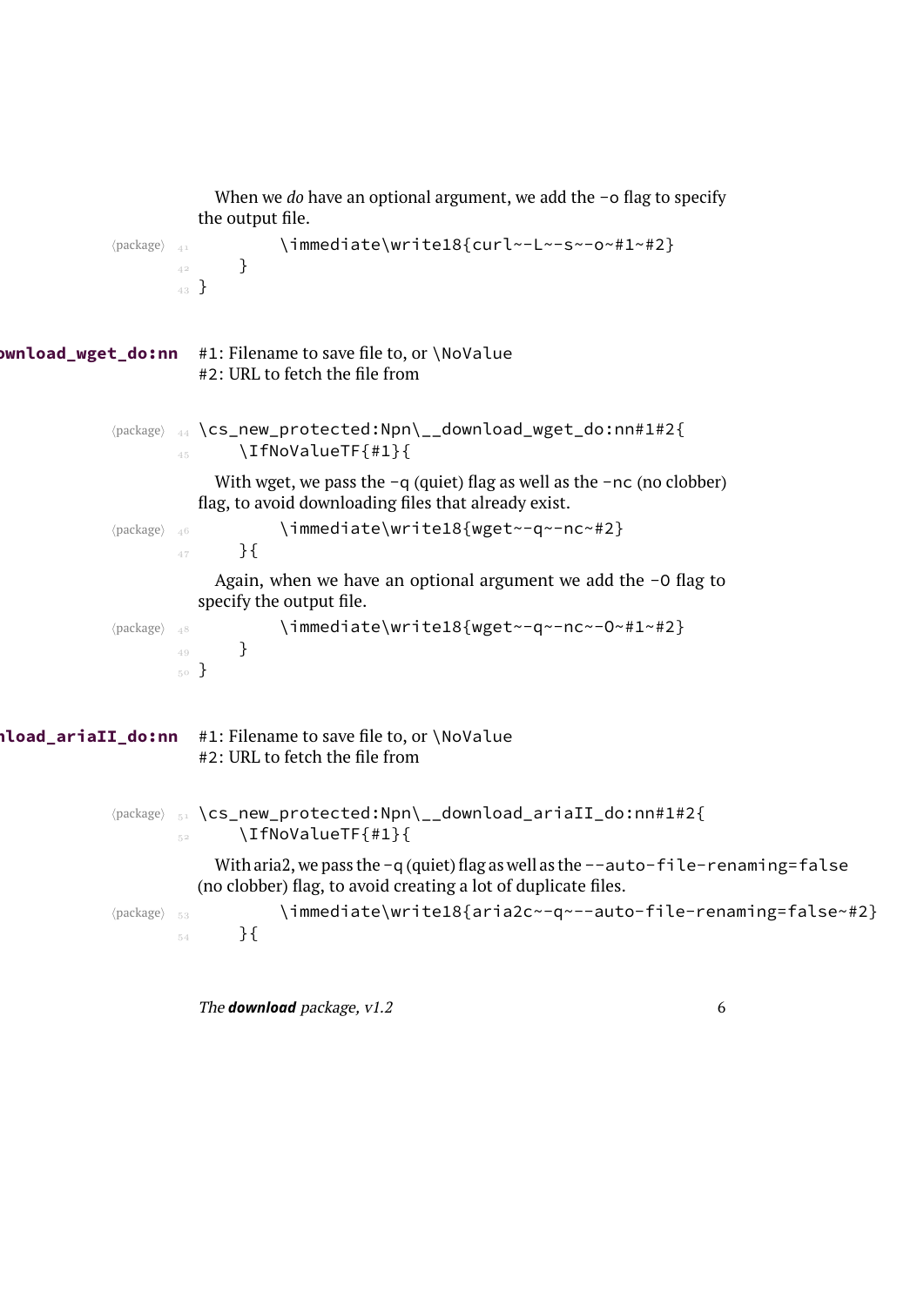When we *do* have an optional argument, we add the -o flag to specify the output file.

```
41         \immediate\write18{curl~~-L~~-s~~-o~#1~#2}
42     }
43 }
```

**\__download_wget_do:nn** #1: Filename to save file to, or \NoValue
#2: URL to fetch the file from

```
44 \cs_new_protected:Npn\__download_wget_do:nn#1#2{
45     \IfNoValueTF{#1}{
```

With wget, we pass the -q (quiet) flag as well as the -nc (no clobber) flag, to avoid downloading files that already exist.

```
46         \immediate\write18{wget~~-q~~-nc~#2}
47     }{
```

Again, when we have an optional argument we add the -O flag to specify the output file.

```
48         \immediate\write18{wget~~-q~~-nc~~-O~#1~#2}
49     }
50 }
```

**\__download_ariaII_do:nn** #1: Filename to save file to, or \NoValue
#2: URL to fetch the file from

```
51 \cs_new_protected:Npn\__download_ariaII_do:nn#1#2{
52     \IfNoValueTF{#1}{
```

With aria2, we pass the -q (quiet) flag as well as the --auto-file-renaming=false (no clobber) flag, to avoid creating a lot of duplicate files.

```
53         \immediate\write18{aria2c~~q~~--auto-file-renaming=false~#2}
54     }{
```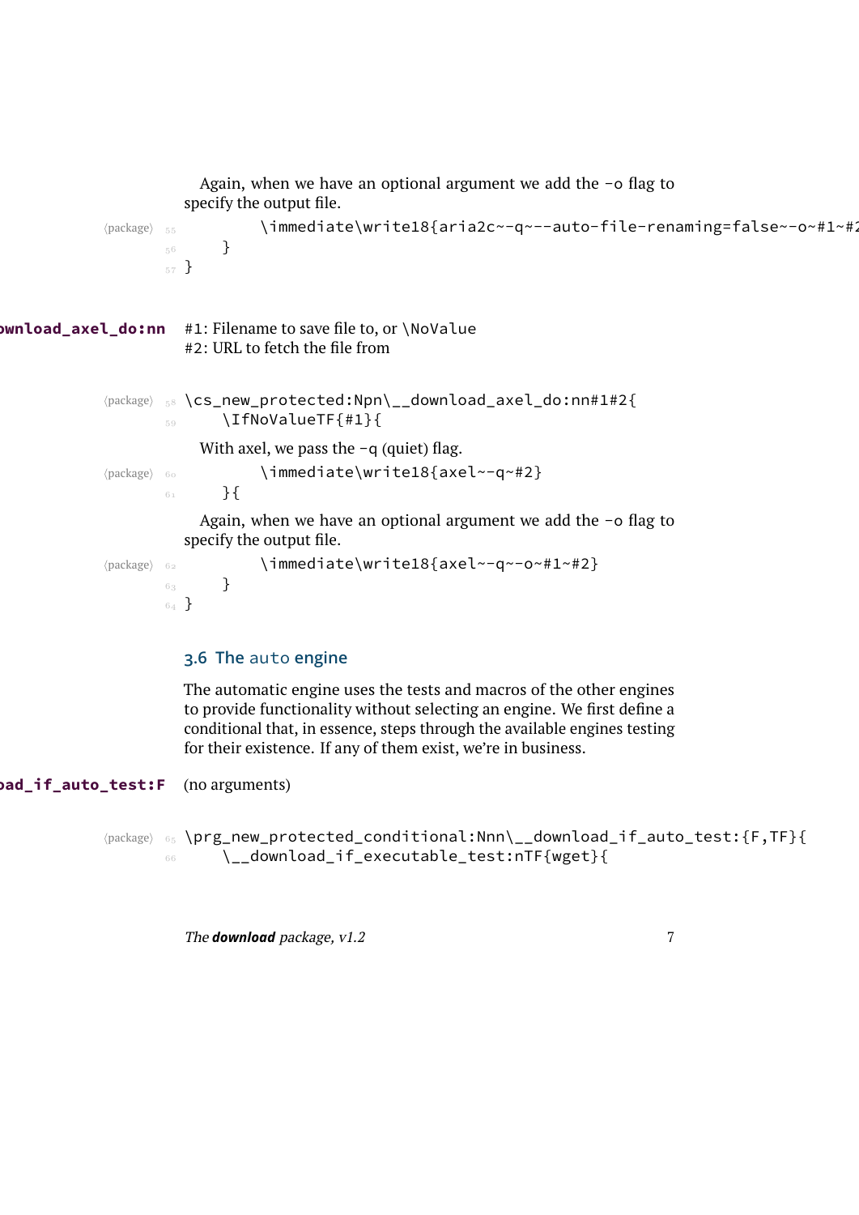Again, when we have an optional argument we add the -o flag to specify the output file.

```
55         \immediate\write18{aria2c~-q~--auto-file-renaming=false~-o~#1~#2
56     }
57 }
```

**\__download_axel_do:nn** #1: Filename to save file to, or \NoValue
#2: URL to fetch the file from

```
58 \cs_new_protected:Npn\__download_axel_do:nn#1#2{
59     \IfNoValueTF{#1}{
```

With axel, we pass the -q (quiet) flag.

```
60         \immediate\write18{axel~-q~#2}
61     }{
```

Again, when we have an optional argument we add the -o flag to specify the output file.

```
62         \immediate\write18{axel~-q~-o~#1~#2}
63     }
64 }
```

### 3.6 The auto engine

The automatic engine uses the tests and macros of the other engines to provide functionality without selecting an engine. We first define a conditional that, in essence, steps through the available engines testing for their existence. If any of them exist, we're in business.

**\__download_if_auto_test:F** (no arguments)

```
65 \prg_new_protected_conditional:Nnn\__download_if_auto_test:{F,TF}{
66     \__download_if_executable_test:nTF{wget}{
```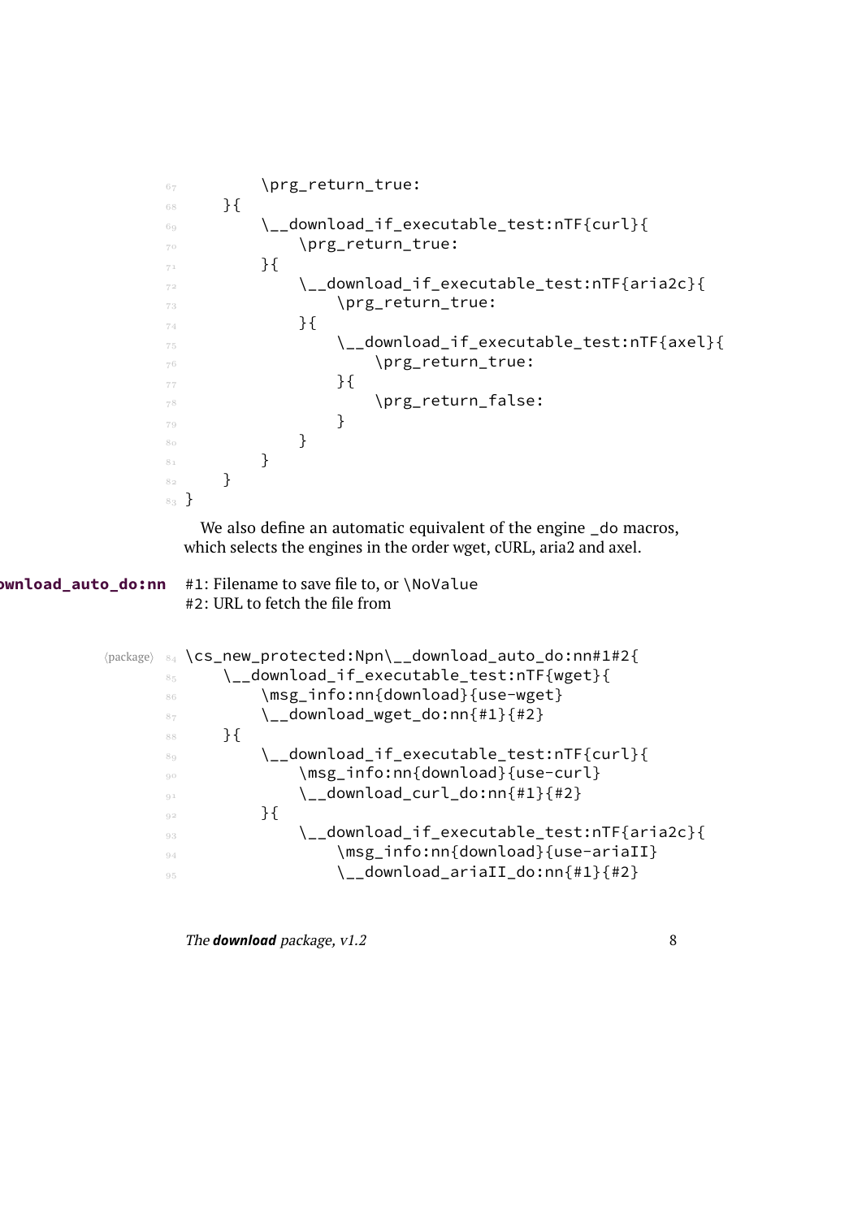```
67          \prg_return_true:
68      }{
69          \__download_if_executable_test:nTF{curl}{
70              \prg_return_true:
71          }{
72              \__download_if_executable_test:nTF{aria2c}{
73                  \prg_return_true:
74              }{
75                  \__download_if_executable_test:nTF{axel}{
76                      \prg_return_true:
77                  }{
78                      \prg_return_false:
79                  }
80              }
81          }
82      }
83  }
```

We also define an automatic equivalent of the engine _do macros, which selects the engines in the order wget, cURL, aria2 and axel.

**\__download_auto_do:nn** #1: Filename to save file to, or \NoValue
#2: URL to fetch the file from

```
⟨package⟩ 84 \cs_new_protected:Npn\__download_auto_do:nn#1#2{
85      \__download_if_executable_test:nTF{wget}{
86          \msg_info:nn{download}{use-wget}
87          \__download_wget_do:nn{#1}{#2}
88      }{
89          \__download_if_executable_test:nTF{curl}{
90              \msg_info:nn{download}{use-curl}
91              \__download_curl_do:nn{#1}{#2}
92          }{
93              \__download_if_executable_test:nTF{aria2c}{
94                  \msg_info:nn{download}{use-ariaII}
95                  \__download_ariaII_do:nn{#1}{#2}
```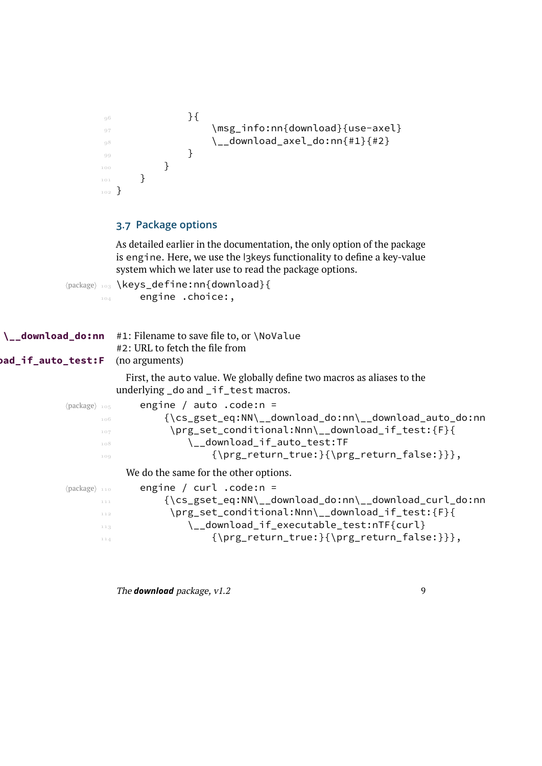```
            }{
                \msg_info:nn{download}{use-axel}
                \__download_axel_do:nn{#1}{#2}
            }
        }
    }
}
```

### 3.7 Package options

As detailed earlier in the documentation, the only option of the package is `engine`. Here, we use the l3keys functionality to define a key-value system which we later use to read the package options.

```
\keys_define:nn{download}{
    engine .choice:,
```

**\__download_do:nn**
**\__download_if_auto_test:F**

#1: Filename to save file to, or `\NoValue`
#2: URL to fetch the file from
(no arguments)

First, the `auto` value. We globally define two macros as aliases to the underlying `_do` and `_if_test` macros.

```
    engine / auto .code:n =
        {\cs_gset_eq:NN\__download_do:nn\__download_auto_do:nn
         \prg_set_conditional:Nnn\__download_if_test:{F}{
            \__download_if_auto_test:TF
                {\prg_return_true:}{\prg_return_false:}}},
```

We do the same for the other options.

```
    engine / curl .code:n =
        {\cs_gset_eq:NN\__download_do:nn\__download_curl_do:nn
         \prg_set_conditional:Nnn\__download_if_test:{F}{
            \__download_if_executable_test:nTF{curl}
                {\prg_return_true:}{\prg_return_false:}}},
```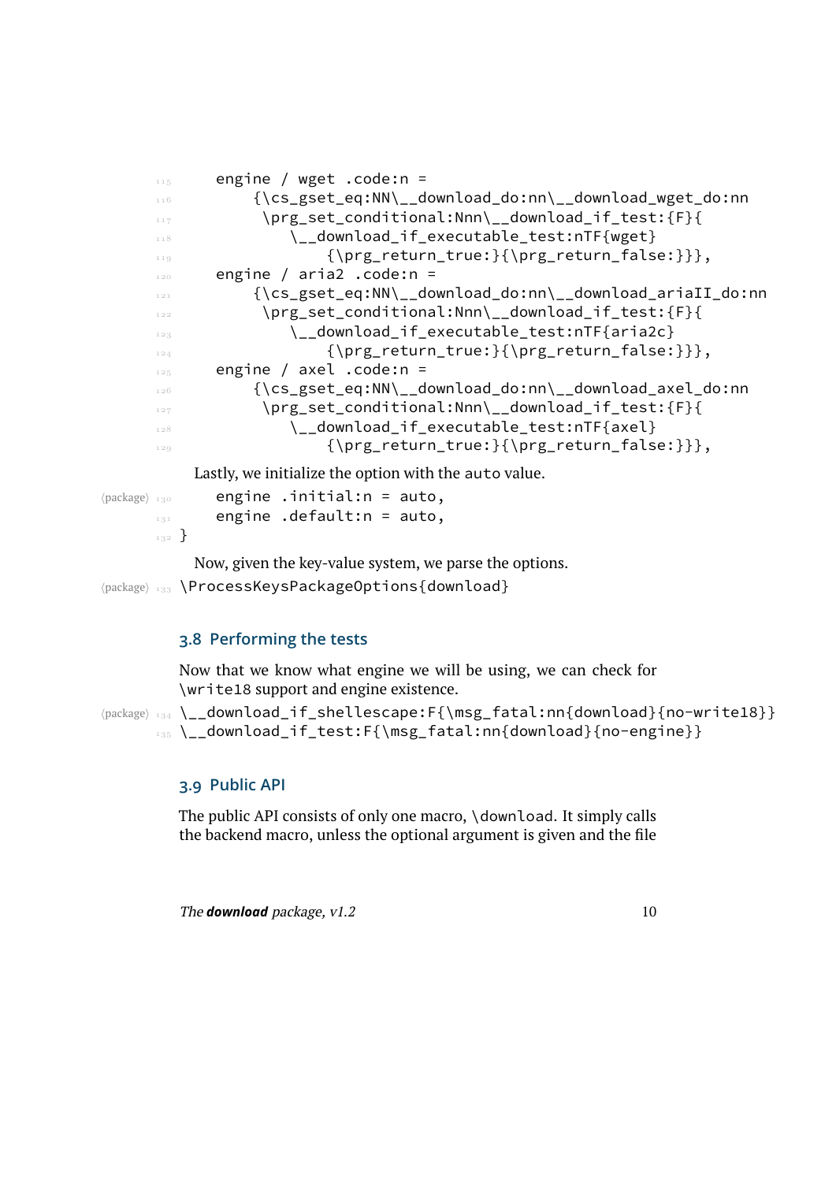```
    engine / wget .code:n =
        {\cs_gset_eq:NN\__download_do:nn\__download_wget_do:nn
         \prg_set_conditional:Nnn\__download_if_test:{F}{
            \__download_if_executable_test:nTF{wget}
                {\prg_return_true:}{\prg_return_false:}}},
    engine / aria2 .code:n =
        {\cs_gset_eq:NN\__download_do:nn\__download_ariaII_do:nn
         \prg_set_conditional:Nnn\__download_if_test:{F}{
            \__download_if_executable_test:nTF{aria2c}
                {\prg_return_true:}{\prg_return_false:}}},
    engine / axel .code:n =
        {\cs_gset_eq:NN\__download_do:nn\__download_axel_do:nn
         \prg_set_conditional:Nnn\__download_if_test:{F}{
            \__download_if_executable_test:nTF{axel}
                {\prg_return_true:}{\prg_return_false:}}},
```

Lastly, we initialize the option with the auto value.

```
    engine .initial:n = auto,
    engine .default:n = auto,
}
```

Now, given the key-value system, we parse the options.

```
\ProcessKeysPackageOptions{download}
```

### 3.8 Performing the tests

Now that we know what engine we will be using, we can check for \write18 support and engine existence.

```
\__download_if_shellescape:F{\msg_fatal:nn{download}{no-write18}}
\__download_if_test:F{\msg_fatal:nn{download}{no-engine}}
```

### 3.9 Public API

The public API consists of only one macro, \download. It simply calls the backend macro, unless the optional argument is given and the file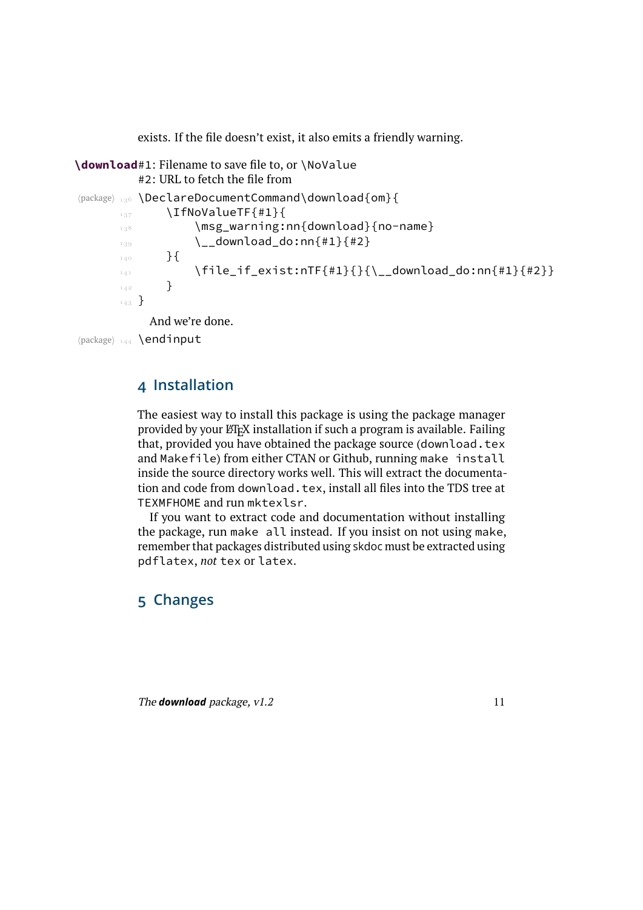exists. If the file doesn't exist, it also emits a friendly warning.

**\download** #1: Filename to save file to, or \NoValue
#2: URL to fetch the file from

```
\DeclareDocumentCommand\download{om}{
    \IfNoValueTF{#1}{
        \msg_warning:nn{download}{no-name}
        \__download_do:nn{#1}{#2}
    }{
        \file_if_exist:nTF{#1}{}{\__download_do:nn{#1}{#2}}
    }
}
```

And we're done.

```
\endinput
```

## 4 Installation

The easiest way to install this package is using the package manager provided by your LaTeX installation if such a program is available. Failing that, provided you have obtained the package source (`download.tex` and `Makefile`) from either CTAN or Github, running `make install` inside the source directory works well. This will extract the documentation and code from `download.tex`, install all files into the TDS tree at `TEXMFHOME` and run `mktexlsr`.

If you want to extract code and documentation without installing the package, run `make all` instead. If you insist on not using `make`, remember that packages distributed using skdoc must be extracted using `pdflatex`, *not* `tex` or `latex`.

## 5 Changes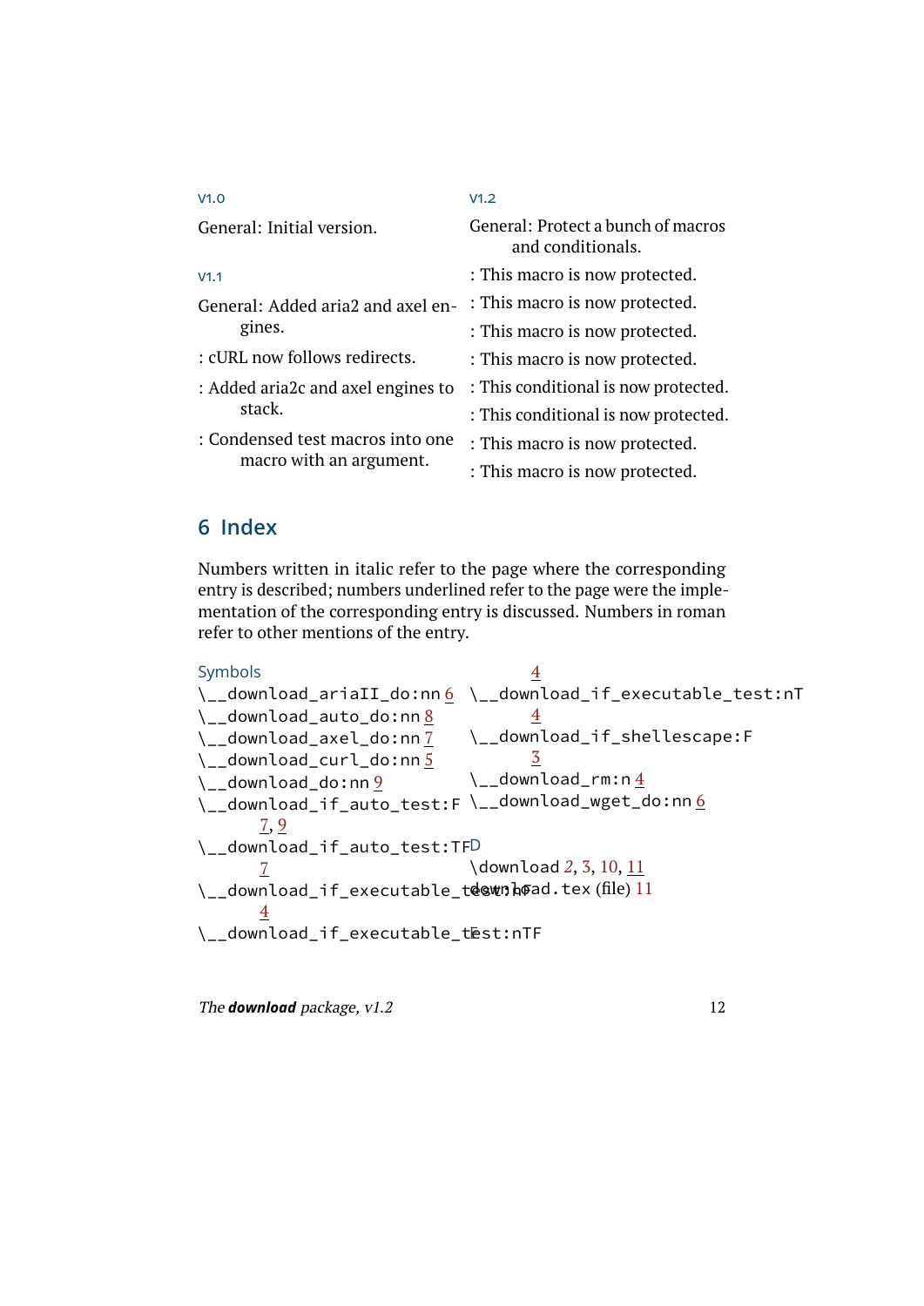**v1.0**

General: Initial version.

**v1.1**

General: Added aria2 and axel engines.

: cURL now follows redirects.

: Added aria2c and axel engines to stack.

: Condensed test macros into one macro with an argument.

**v1.2**

General: Protect a bunch of macros and conditionals.

: This macro is now protected.

: This macro is now protected.

: This macro is now protected.

: This macro is now protected.

: This conditional is now protected.

: This conditional is now protected.

: This macro is now protected.

: This macro is now protected.

## 6 Index

Numbers written in italic refer to the page where the corresponding entry is described; numbers underlined refer to the page were the implementation of the corresponding entry is discussed. Numbers in roman refer to other mentions of the entry.

**Symbols**

- `\__download_ariaII_do:nn` 6
- `\__download_auto_do:nn` 8
- `\__download_axel_do:nn` 7
- `\__download_curl_do:nn` 5
- `\__download_do:nn` 9
- `\__download_if_auto_test:F` 7, 9
- `\__download_if_auto_test:TF` 7
- `\__download_if_executable_test:nF` 4
- `\__download_if_executable_test:nTF` 4
- `\__download_if_executable_test:nT` 4
- `\__download_if_shellescape:F` 3
- `\__download_rm:n` 4
- `\__download_wget_do:nn` 6

**D**

- `\download` *2*, 3, 10, 11
- `download.tex` (file) 11

**E**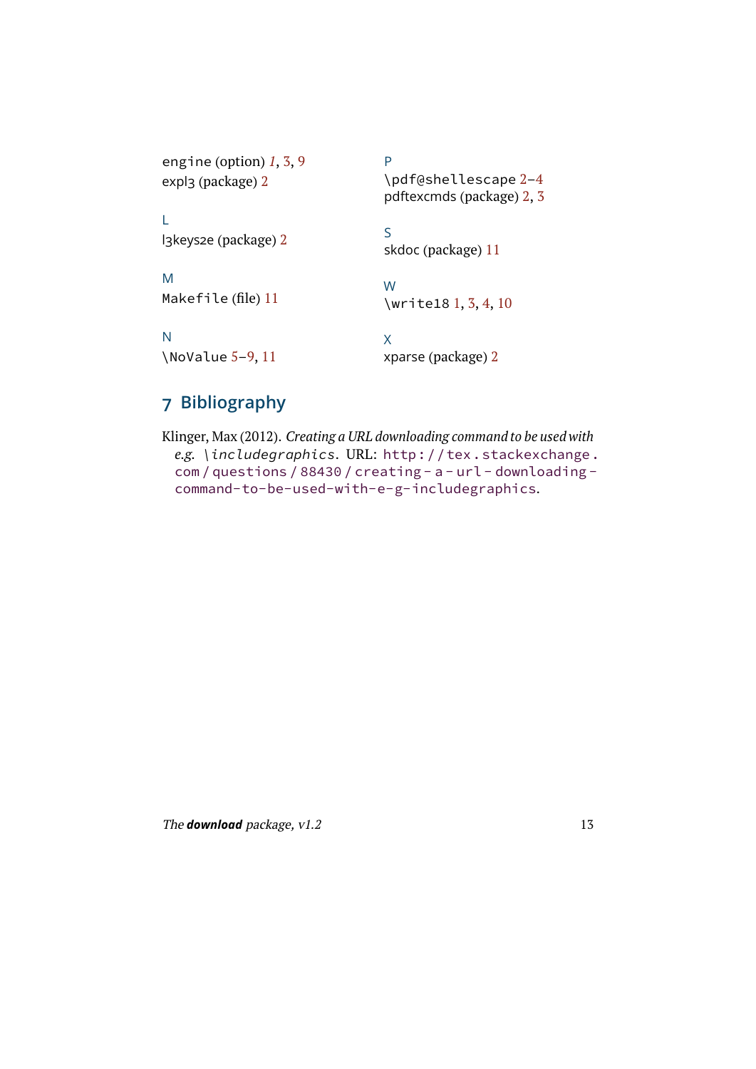engine (option) *1*, 3, 9
expl3 (package) 2

L
l3keys2e (package) 2

M
`Makefile` (file) 11

N
`\NoValue` 5–9, 11

P
`\pdf@shellescape` 2–4
pdftexcmds (package) 2, 3

S
skdoc (package) 11

W
`\write18` 1, 3, 4, 10

X
xparse (package) 2

## 7 Bibliography

Klinger, Max (2012). *Creating a URL downloading command to be used with e.g. \includegraphics*. URL: http://tex.stackexchange.com/questions/88430/creating-a-url-downloading-command-to-be-used-with-e-g-includegraphics.